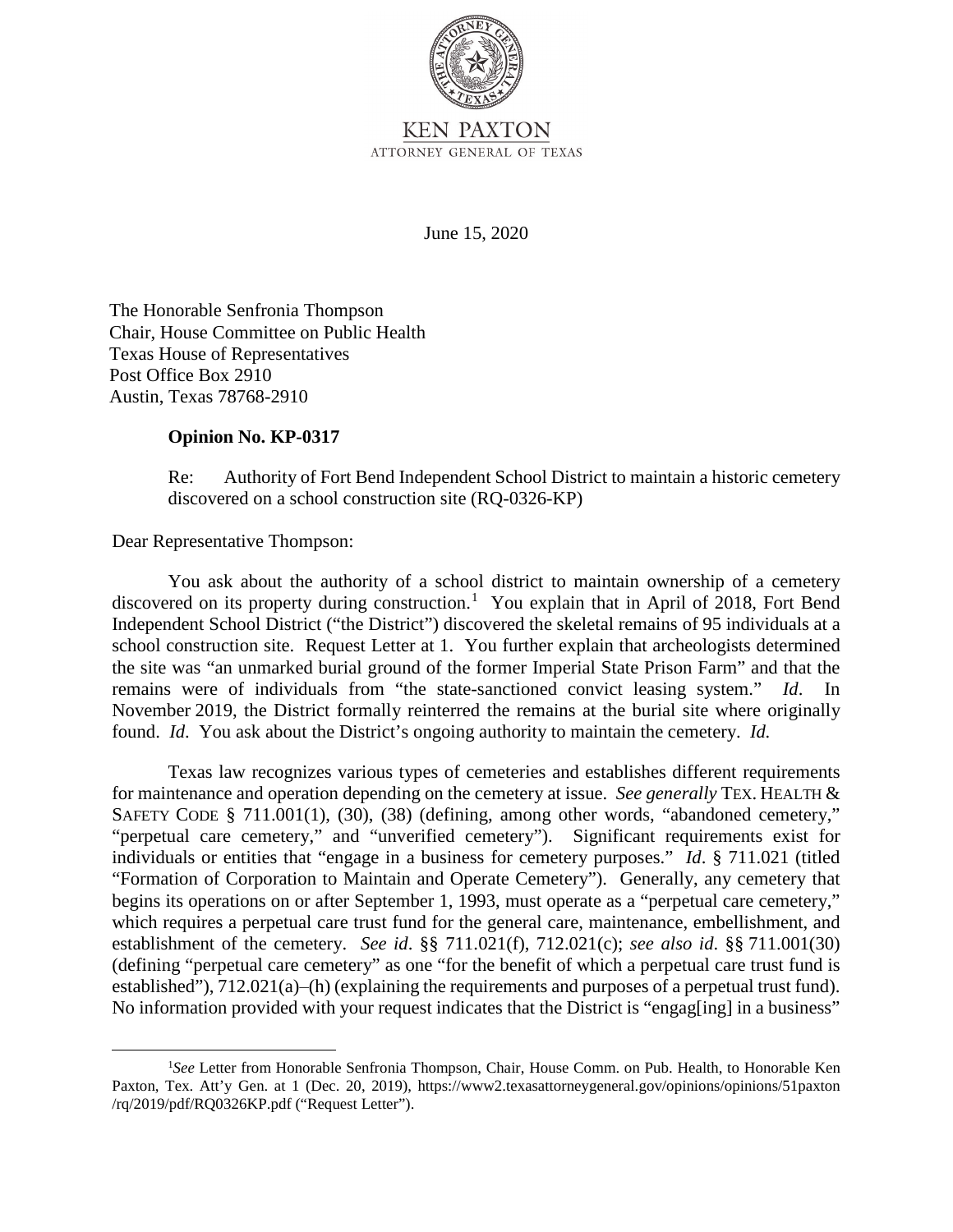KEN PAXTON
ATTORNEY GENERAL OF TEXAS

June 15, 2020

The Honorable Senfronia Thompson
Chair, House Committee on Public Health
Texas House of Representatives
Post Office Box 2910
Austin, Texas 78768-2910

**Opinion No. KP-0317**

Re: Authority of Fort Bend Independent School District to maintain a historic cemetery discovered on a school construction site (RQ-0326-KP)

Dear Representative Thompson:

You ask about the authority of a school district to maintain ownership of a cemetery discovered on its property during construction.[1] You explain that in April of 2018, Fort Bend Independent School District ("the District") discovered the skeletal remains of 95 individuals at a school construction site. Request Letter at 1. You further explain that archeologists determined the site was "an unmarked burial ground of the former Imperial State Prison Farm" and that the remains were of individuals from "the state-sanctioned convict leasing system." *Id*. In November 2019, the District formally reinterred the remains at the burial site where originally found. *Id*. You ask about the District's ongoing authority to maintain the cemetery. *Id.*

Texas law recognizes various types of cemeteries and establishes different requirements for maintenance and operation depending on the cemetery at issue. *See generally* TEX. HEALTH & SAFETY CODE § 711.001(1), (30), (38) (defining, among other words, "abandoned cemetery," "perpetual care cemetery," and "unverified cemetery"). Significant requirements exist for individuals or entities that "engage in a business for cemetery purposes." *Id*. § 711.021 (titled "Formation of Corporation to Maintain and Operate Cemetery"). Generally, any cemetery that begins its operations on or after September 1, 1993, must operate as a "perpetual care cemetery," which requires a perpetual care trust fund for the general care, maintenance, embellishment, and establishment of the cemetery. *See id*. §§ 711.021(f), 712.021(c); *see also id*. §§ 711.001(30) (defining "perpetual care cemetery" as one "for the benefit of which a perpetual care trust fund is established"), 712.021(a)–(h) (explaining the requirements and purposes of a perpetual trust fund). No information provided with your request indicates that the District is "engag[ing] in a business"

[1]*See* Letter from Honorable Senfronia Thompson, Chair, House Comm. on Pub. Health, to Honorable Ken Paxton, Tex. Att'y Gen. at 1 (Dec. 20, 2019), https://www2.texasattorneygeneral.gov/opinions/opinions/51paxton/rq/2019/pdf/RQ0326KP.pdf ("Request Letter").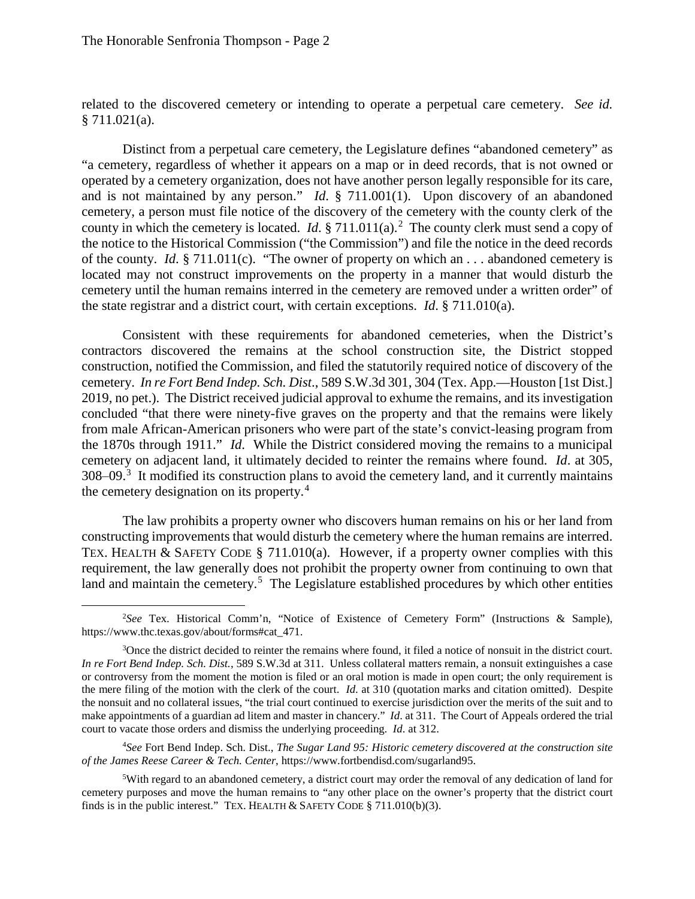related to the discovered cemetery or intending to operate a perpetual care cemetery. *See id.* § 711.021(a).

Distinct from a perpetual care cemetery, the Legislature defines "abandoned cemetery" as "a cemetery, regardless of whether it appears on a map or in deed records, that is not owned or operated by a cemetery organization, does not have another person legally responsible for its care, and is not maintained by any person." *Id*. § 711.001(1). Upon discovery of an abandoned cemetery, a person must file notice of the discovery of the cemetery with the county clerk of the county in which the cemetery is located. *Id*. § 711.011(a).[2] The county clerk must send a copy of the notice to the Historical Commission ("the Commission") and file the notice in the deed records of the county. *Id*. § 711.011(c). "The owner of property on which an . . . abandoned cemetery is located may not construct improvements on the property in a manner that would disturb the cemetery until the human remains interred in the cemetery are removed under a written order" of the state registrar and a district court, with certain exceptions. *Id*. § 711.010(a).

Consistent with these requirements for abandoned cemeteries, when the District's contractors discovered the remains at the school construction site, the District stopped construction, notified the Commission, and filed the statutorily required notice of discovery of the cemetery. *In re Fort Bend Indep. Sch. Dist*., 589 S.W.3d 301, 304 (Tex. App.—Houston [1st Dist.] 2019, no pet.). The District received judicial approval to exhume the remains, and its investigation concluded "that there were ninety-five graves on the property and that the remains were likely from male African-American prisoners who were part of the state's convict-leasing program from the 1870s through 1911." *Id*. While the District considered moving the remains to a municipal cemetery on adjacent land, it ultimately decided to reinter the remains where found. *Id*. at 305, 308–09.[3] It modified its construction plans to avoid the cemetery land, and it currently maintains the cemetery designation on its property.[4]

The law prohibits a property owner who discovers human remains on his or her land from constructing improvements that would disturb the cemetery where the human remains are interred. TEX. HEALTH & SAFETY CODE § 711.010(a). However, if a property owner complies with this requirement, the law generally does not prohibit the property owner from continuing to own that land and maintain the cemetery.[5] The Legislature established procedures by which other entities

---

[2]*See* Tex. Historical Comm'n, "Notice of Existence of Cemetery Form" (Instructions & Sample), https://www.thc.texas.gov/about/forms#cat_471.

[3]Once the district decided to reinter the remains where found, it filed a notice of nonsuit in the district court. *In re Fort Bend Indep. Sch. Dist.*, 589 S.W.3d at 311. Unless collateral matters remain, a nonsuit extinguishes a case or controversy from the moment the motion is filed or an oral motion is made in open court; the only requirement is the mere filing of the motion with the clerk of the court. *Id.* at 310 (quotation marks and citation omitted). Despite the nonsuit and no collateral issues, "the trial court continued to exercise jurisdiction over the merits of the suit and to make appointments of a guardian ad litem and master in chancery." *Id*. at 311. The Court of Appeals ordered the trial court to vacate those orders and dismiss the underlying proceeding. *Id*. at 312.

[4]*See* Fort Bend Indep. Sch. Dist., *The Sugar Land 95: Historic cemetery discovered at the construction site of the James Reese Career & Tech. Center*, https://www.fortbendisd.com/sugarland95.

[5]With regard to an abandoned cemetery, a district court may order the removal of any dedication of land for cemetery purposes and move the human remains to "any other place on the owner's property that the district court finds is in the public interest." TEX. HEALTH & SAFETY CODE § 711.010(b)(3).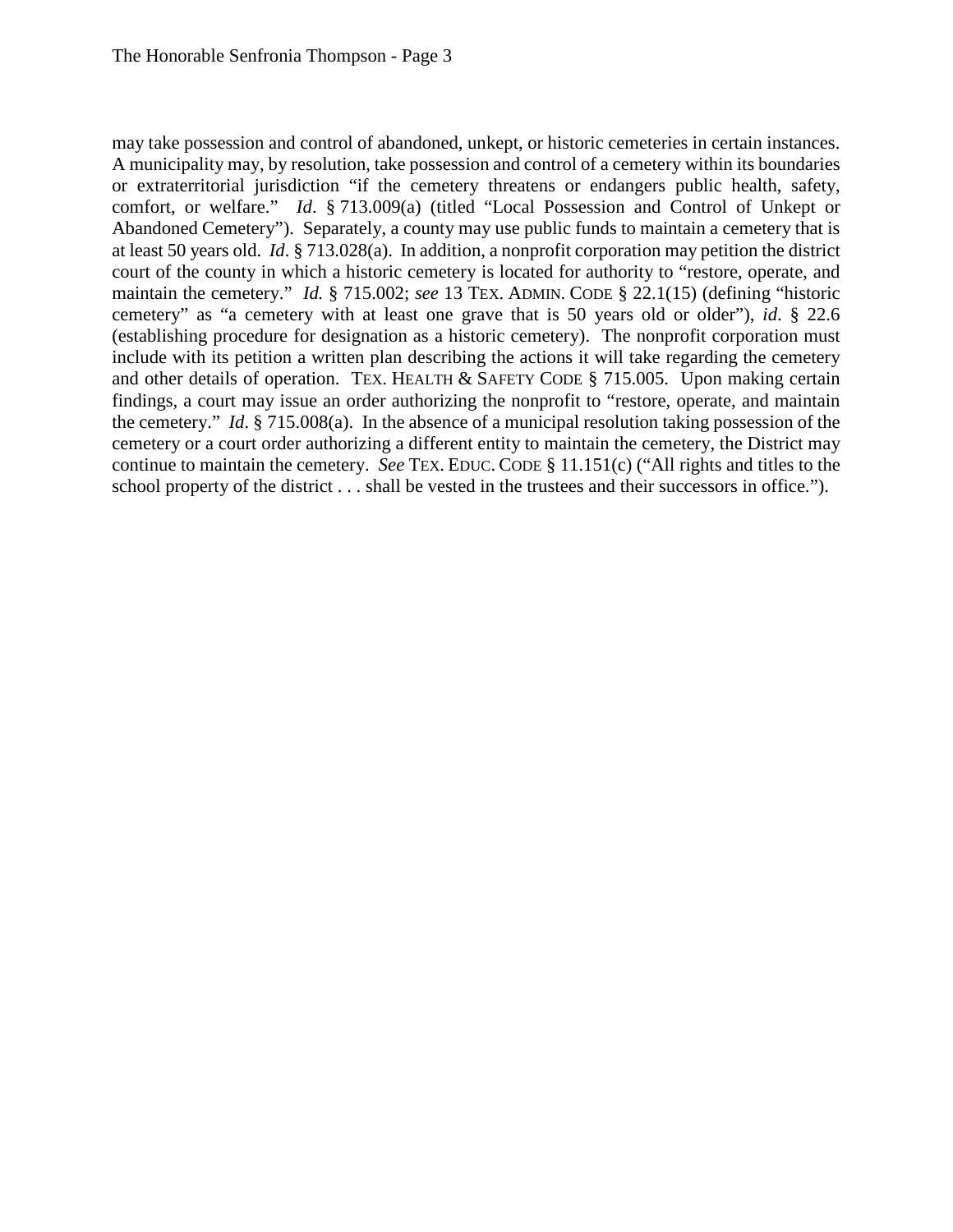may take possession and control of abandoned, unkept, or historic cemeteries in certain instances. A municipality may, by resolution, take possession and control of a cemetery within its boundaries or extraterritorial jurisdiction "if the cemetery threatens or endangers public health, safety, comfort, or welfare." *Id*. § 713.009(a) (titled "Local Possession and Control of Unkept or Abandoned Cemetery"). Separately, a county may use public funds to maintain a cemetery that is at least 50 years old. *Id*. § 713.028(a). In addition, a nonprofit corporation may petition the district court of the county in which a historic cemetery is located for authority to "restore, operate, and maintain the cemetery." *Id.* § 715.002; *see* 13 TEX. ADMIN. CODE § 22.1(15) (defining "historic cemetery" as "a cemetery with at least one grave that is 50 years old or older"), *id*. § 22.6 (establishing procedure for designation as a historic cemetery). The nonprofit corporation must include with its petition a written plan describing the actions it will take regarding the cemetery and other details of operation. TEX. HEALTH & SAFETY CODE § 715.005. Upon making certain findings, a court may issue an order authorizing the nonprofit to "restore, operate, and maintain the cemetery." *Id*. § 715.008(a). In the absence of a municipal resolution taking possession of the cemetery or a court order authorizing a different entity to maintain the cemetery, the District may continue to maintain the cemetery. *See* TEX. EDUC. CODE § 11.151(c) ("All rights and titles to the school property of the district . . . shall be vested in the trustees and their successors in office.").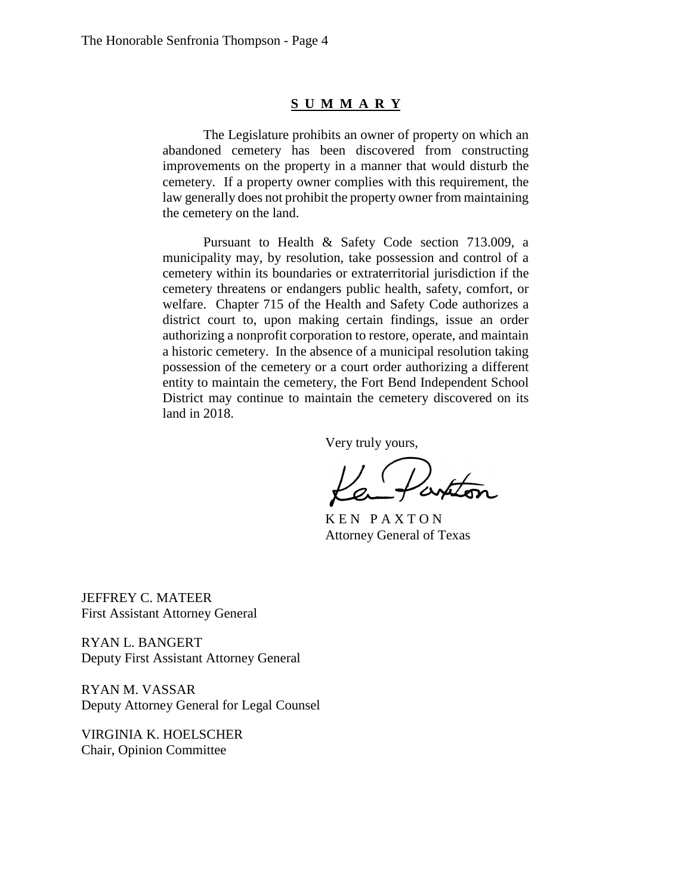## S U M M A R Y

The Legislature prohibits an owner of property on which an abandoned cemetery has been discovered from constructing improvements on the property in a manner that would disturb the cemetery. If a property owner complies with this requirement, the law generally does not prohibit the property owner from maintaining the cemetery on the land.

Pursuant to Health & Safety Code section 713.009, a municipality may, by resolution, take possession and control of a cemetery within its boundaries or extraterritorial jurisdiction if the cemetery threatens or endangers public health, safety, comfort, or welfare. Chapter 715 of the Health and Safety Code authorizes a district court to, upon making certain findings, issue an order authorizing a nonprofit corporation to restore, operate, and maintain a historic cemetery. In the absence of a municipal resolution taking possession of the cemetery or a court order authorizing a different entity to maintain the cemetery, the Fort Bend Independent School District may continue to maintain the cemetery discovered on its land in 2018.

Very truly yours,

KEN PAXTON
Attorney General of Texas

JEFFREY C. MATEER
First Assistant Attorney General

RYAN L. BANGERT
Deputy First Assistant Attorney General

RYAN M. VASSAR
Deputy Attorney General for Legal Counsel

VIRGINIA K. HOELSCHER
Chair, Opinion Committee